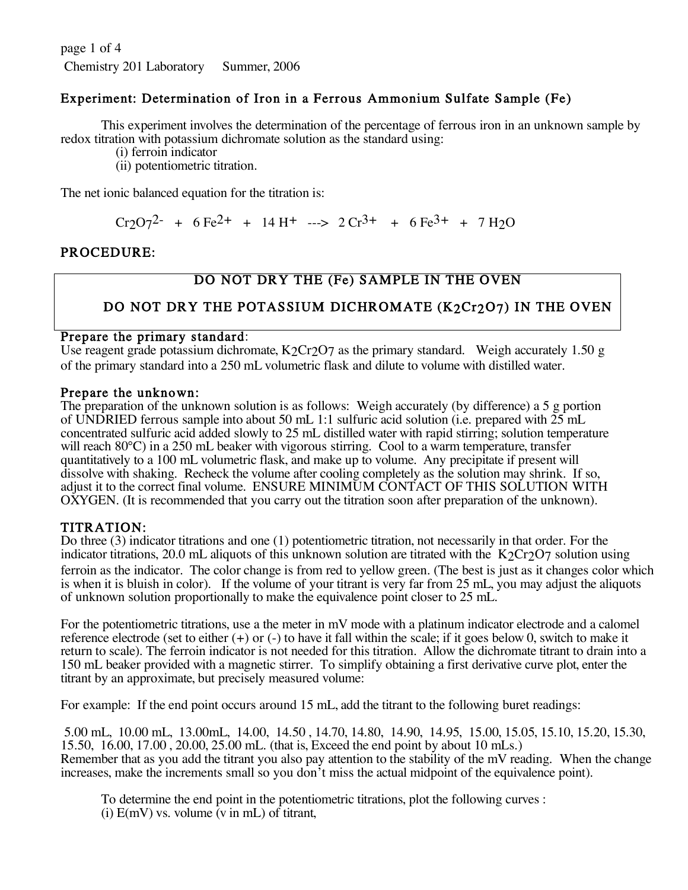Chemistry 201 Laboratory  Summer, 2006

# Experiment: Determination of Iron in a Ferrous Ammonium Sulfate Sample (Fe)

This experiment involves the determination of the percentage of ferrous iron in an unknown sample by redox titration with potassium dichromate solution as the standard using:

(i) ferroin indicator
(ii) potentiometric titration.

The net ionic balanced equation for the titration is:

$$Cr_2O_7^{2-} + 6\ Fe^{2+} + 14\ H^+ \longrightarrow 2\ Cr^{3+} + 6\ Fe^{3+} + 7\ H_2O$$

## PROCEDURE:

**DO NOT DRY THE (Fe) SAMPLE IN THE OVEN**

**DO NOT DRY THE POTASSIUM DICHROMATE ($K_2Cr_2O_7$) IN THE OVEN**

### Prepare the primary standard:

Use reagent grade potassium dichromate, $K_2Cr_2O_7$ as the primary standard. Weigh accurately 1.50 g of the primary standard into a 250 mL volumetric flask and dilute to volume with distilled water.

### Prepare the unknown:

The preparation of the unknown solution is as follows: Weigh accurately (by difference) a 5 g portion of UNDRIED ferrous sample into about 50 mL 1:1 sulfuric acid solution (i.e. prepared with 25 mL concentrated sulfuric acid added slowly to 25 mL distilled water with rapid stirring; solution temperature will reach 80°C) in a 250 mL beaker with vigorous stirring. Cool to a warm temperature, transfer quantitatively to a 100 mL volumetric flask, and make up to volume. Any precipitate if present will dissolve with shaking. Recheck the volume after cooling completely as the solution may shrink. If so, adjust it to the correct final volume. ENSURE MINIMUM CONTACT OF THIS SOLUTION WITH OXYGEN. (It is recommended that you carry out the titration soon after preparation of the unknown).

### TITRATION:

Do three (3) indicator titrations and one (1) potentiometric titration, not necessarily in that order. For the indicator titrations, 20.0 mL aliquots of this unknown solution are titrated with the $K_2Cr_2O_7$ solution using ferroin as the indicator. The color change is from red to yellow green. (The best is just as it changes color which is when it is bluish in color). If the volume of your titrant is very far from 25 mL, you may adjust the aliquots of unknown solution proportionally to make the equivalence point closer to 25 mL.

For the potentiometric titrations, use a the meter in mV mode with a platinum indicator electrode and a calomel reference electrode (set to either (+) or (-) to have it fall within the scale; if it goes below 0, switch to make it return to scale). The ferroin indicator is not needed for this titration. Allow the dichromate titrant to drain into a 150 mL beaker provided with a magnetic stirrer. To simplify obtaining a first derivative curve plot, enter the titrant by an approximate, but precisely measured volume:

For example: If the end point occurs around 15 mL, add the titrant to the following buret readings:

5.00 mL, 10.00 mL, 13.00mL, 14.00, 14.50 , 14.70, 14.80, 14.90, 14.95, 15.00, 15.05, 15.10, 15.20, 15.30, 15.50, 16.00, 17.00 , 20.00, 25.00 mL. (that is, Exceed the end point by about 10 mLs.)
Remember that as you add the titrant you also pay attention to the stability of the mV reading. When the change increases, make the increments small so you don't miss the actual midpoint of the equivalence point).

To determine the end point in the potentiometric titrations, plot the following curves :
(i) E(mV) vs. volume (v in mL) of titrant,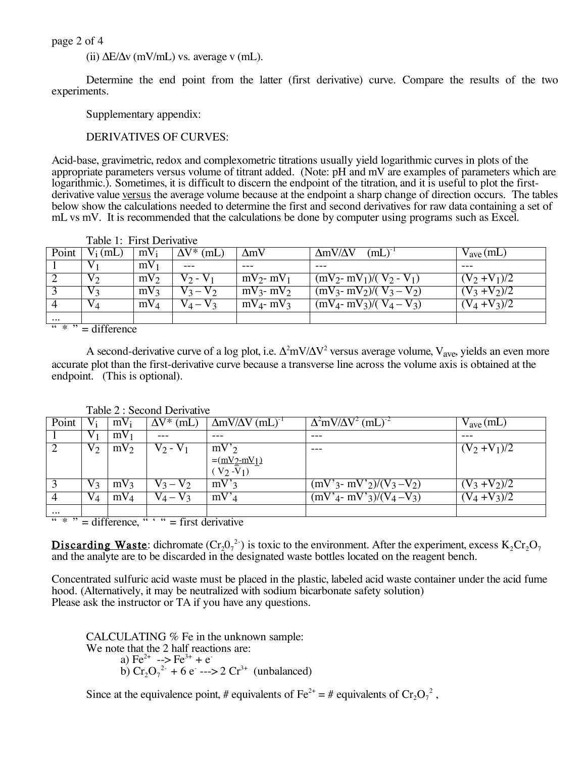(ii) $\Delta E/\Delta v$ (mV/mL) vs. average v (mL).

Determine the end point from the latter (first derivative) curve. Compare the results of the two experiments.

Supplementary appendix:

DERIVATIVES OF CURVES:

Acid-base, gravimetric, redox and complexometric titrations usually yield logarithmic curves in plots of the appropriate parameters versus volume of titrant added. (Note: pH and mV are examples of parameters which are logarithmic.). Sometimes, it is difficult to discern the endpoint of the titration, and it is useful to plot the first-derivative value versus the average volume because at the endpoint a sharp change of direction occurs. The tables below show the calculations needed to determine the first and second derivatives for raw data containing a set of mL vs mV. It is recommended that the calculations be done by computer using programs such as Excel.

Table 1: First Derivative

| Point | $V_i$ (mL) | $mV_i$ | $\Delta V$* (mL) | $\Delta mV$ | $\Delta mV/\Delta V$ $(mL)^{-1}$ | $V_{ave}$ (mL) |
|---|---|---|---|---|---|---|
| 1 | $V_1$ | $mV_1$ | --- | --- | --- | --- |
| 2 | $V_2$ | $mV_2$ | $V_2 - V_1$ | $mV_2 - mV_1$ | $(mV_2 - mV_1)/(V_2 - V_1)$ | $(V_2 + V_1)/2$ |
| 3 | $V_3$ | $mV_3$ | $V_3 - V_2$ | $mV_3 - mV_2$ | $(mV_3 - mV_2)/(V_3 - V_2)$ | $(V_3 + V_2)/2$ |
| 4 | $V_4$ | $mV_4$ | $V_4 - V_3$ | $mV_4 - mV_3$ | $(mV_4 - mV_3)/(V_4 - V_3)$ | $(V_4 + V_3)/2$ |
| ... | | | | | | |

" * " = difference

A second-derivative curve of a log plot, i.e. $\Delta^2 mV/\Delta V^2$ versus average volume, $V_{ave}$, yields an even more accurate plot than the first-derivative curve because a transverse line across the volume axis is obtained at the endpoint. (This is optional).

Table 2 : Second Derivative

| Point | $V_i$ | $mV_i$ | $\Delta V$* (mL) | $\Delta mV/\Delta V$ $(mL)^{-1}$ | $\Delta^2 mV/\Delta V^2$ $(mL)^{-2}$ | $V_{ave}$ (mL) |
|---|---|---|---|---|---|---|
| 1 | $V_1$ | $mV_1$ | --- | --- | --- | --- |
| 2 | $V_2$ | $mV_2$ | $V_2 - V_1$ | $mV'_2 = \frac{(mV_2 - mV_1)}{(V_2 - V_1)}$ | --- | $(V_2 + V_1)/2$ |
| 3 | $V_3$ | $mV_3$ | $V_3 - V_2$ | $mV'_3$ | $(mV'_3 - mV'_2)/(V_3 - V_2)$ | $(V_3 + V_2)/2$ |
| 4 | $V_4$ | $mV_4$ | $V_4 - V_3$ | $mV'_4$ | $(mV'_4 - mV'_3)/(V_4 - V_3)$ | $(V_4 + V_3)/2$ |
| ... | | | | | | |

" * " = difference, " ' " = first derivative

**Discarding Waste**: dichromate ($Cr_2O_7^{2-}$) is toxic to the environment. After the experiment, excess $K_2Cr_2O_7$ and the analyte are to be discarded in the designated waste bottles located on the reagent bench.

Concentrated sulfuric acid waste must be placed in the plastic, labeled acid waste container under the acid fume hood. (Alternatively, it may be neutralized with sodium bicarbonate safety solution)
Please ask the instructor or TA if you have any questions.

CALCULATING % Fe in the unknown sample:
We note that the 2 half reactions are:

a) $Fe^{2+} \rightarrow Fe^{3+} + e^-$
b) $Cr_2O_7^{2-} + 6\,e^- \rightarrow 2\,Cr^{3+}$ (unbalanced)

Since at the equivalence point, # equivalents of $Fe^{2+}$ = # equivalents of $Cr_2O_7^{2}$ ,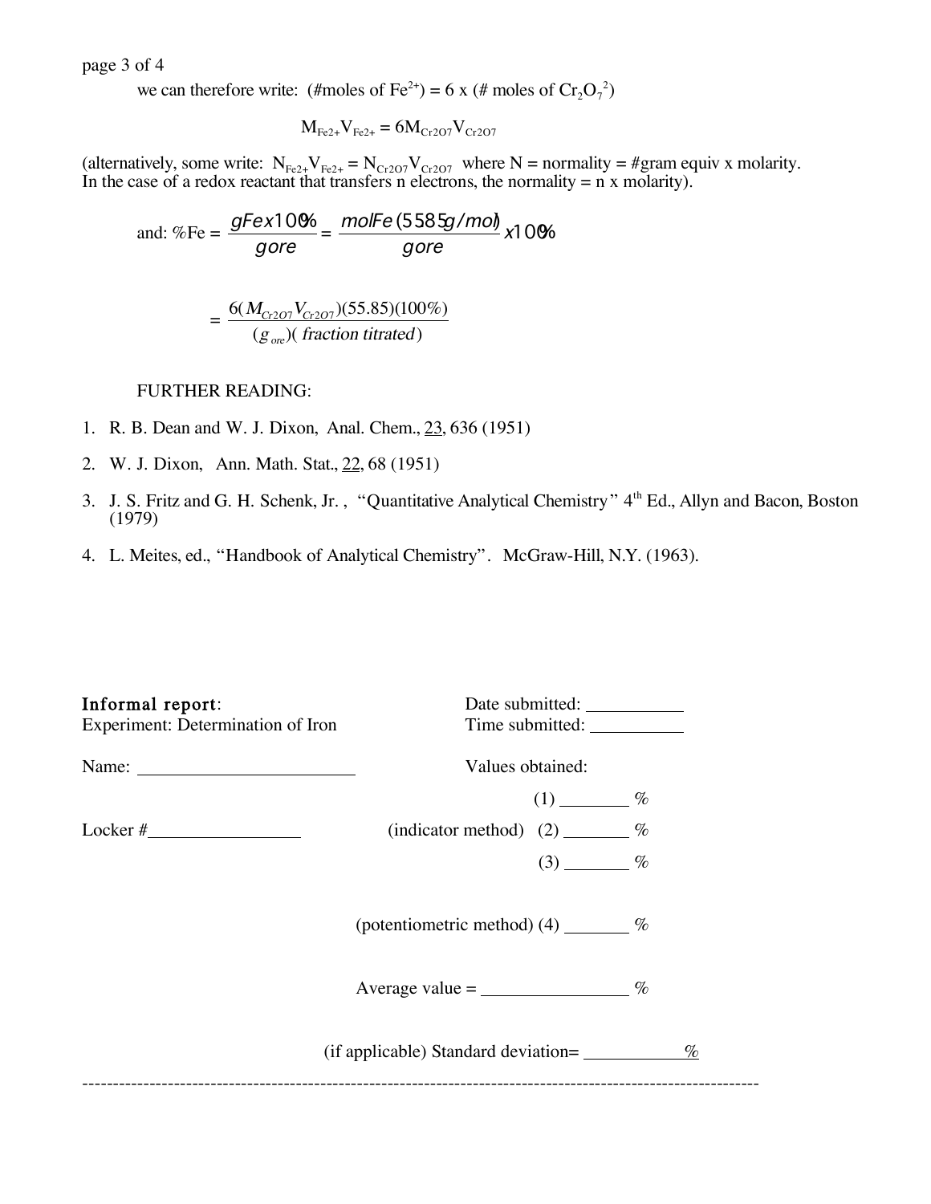we can therefore write: (#moles of $Fe^{2+}$) = 6 x (# moles of $Cr_2O_7^{2}$)

$$M_{Fe2+}V_{Fe2+} = 6M_{Cr2O7}V_{Cr2O7}$$

(alternatively, some write: $N_{Fe2+}V_{Fe2+} = N_{Cr2O7}V_{Cr2O7}$ where N = normality = #gram equiv x molarity. In the case of a redox reactant that transfers n electrons, the normality = n x molarity).

and: $$\%Fe = \frac{gFe\, x100\%}{gore} = \frac{molFe\,(55.85g/mol)}{gore} x100\%$$

$$= \frac{6(M_{Cr2O7}V_{Cr2O7})(55.85)(100\%)}{(g_{ore})(\,fraction\ titrated\,)}$$

FURTHER READING:

1. R. B. Dean and W. J. Dixon, Anal. Chem., 23, 636 (1951)
2. W. J. Dixon, Ann. Math. Stat., 22, 68 (1951)
3. J. S. Fritz and G. H. Schenk, Jr. , "Quantitative Analytical Chemistry" 4th Ed., Allyn and Bacon, Boston (1979)
4. L. Meites, ed., "Handbook of Analytical Chemistry". McGraw-Hill, N.Y. (1963).

**Informal report**:
Experiment: Determination of Iron

Date submitted: ___________
Time submitted: ___________

Name: ________________________

Locker #_________________

Values obtained:

(1) ________ %

(indicator method) (2) _______ %

(3) _______ %

(potentiometric method) (4) _______ %

Average value = ________________ %

(if applicable) Standard deviation= ___________ %

---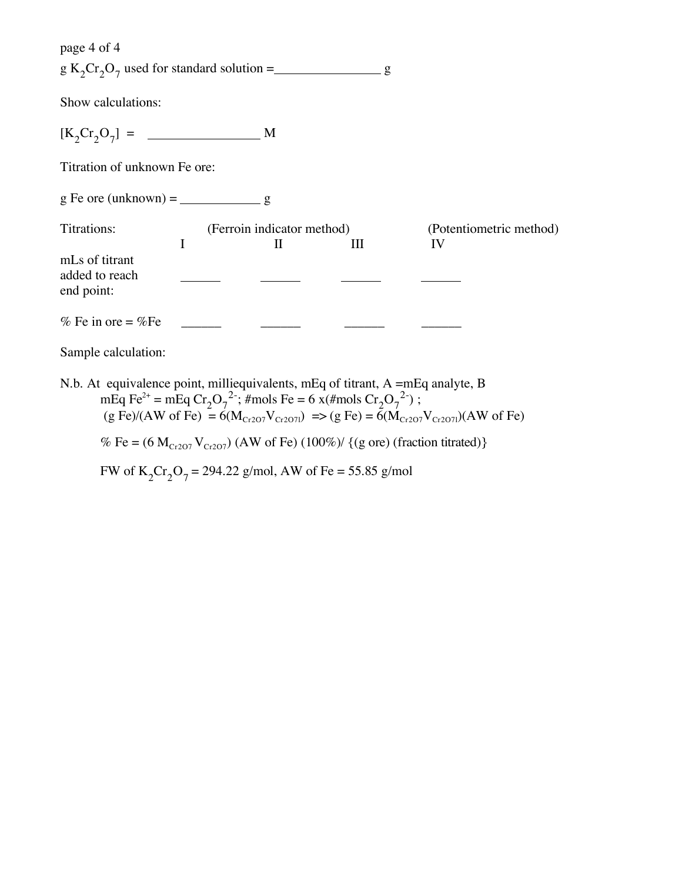g $K_2Cr_2O_7$ used for standard solution =________________ g

Show calculations:

$[K_2Cr_2O_7]$ = ________________ M

Titration of unknown Fe ore:

g Fe ore (unknown) = ____________ g

| Titrations: | (Ferroin indicator method) | | | (Potentiometric method) |
|---|---|---|---|---|
| | I | II | III | IV |
| mLs of titrant added to reach end point: | ______ | ______ | ______ | ______ |
| % Fe in ore = %Fe | ______ | ______ | ______ | ______ |

Sample calculation:

N.b. At equivalence point, milliequivalents, mEq of titrant, A =mEq analyte, B
mEq $Fe^{2+}$ = mEq $Cr_2O_7^{2-}$; #mols Fe = 6 x(#mols $Cr_2O_7^{2-}$) ;
(g Fe)/(AW of Fe) = $6(M_{Cr2O7}V_{Cr2O7l})$ => (g Fe) = $6(M_{Cr2O7}V_{Cr2O7l})$(AW of Fe)

% Fe = (6 $M_{Cr2O7}$ $V_{Cr2O7}$) (AW of Fe) (100%)/ {(g ore) (fraction titrated)}

FW of $K_2Cr_2O_7$ = 294.22 g/mol, AW of Fe = 55.85 g/mol